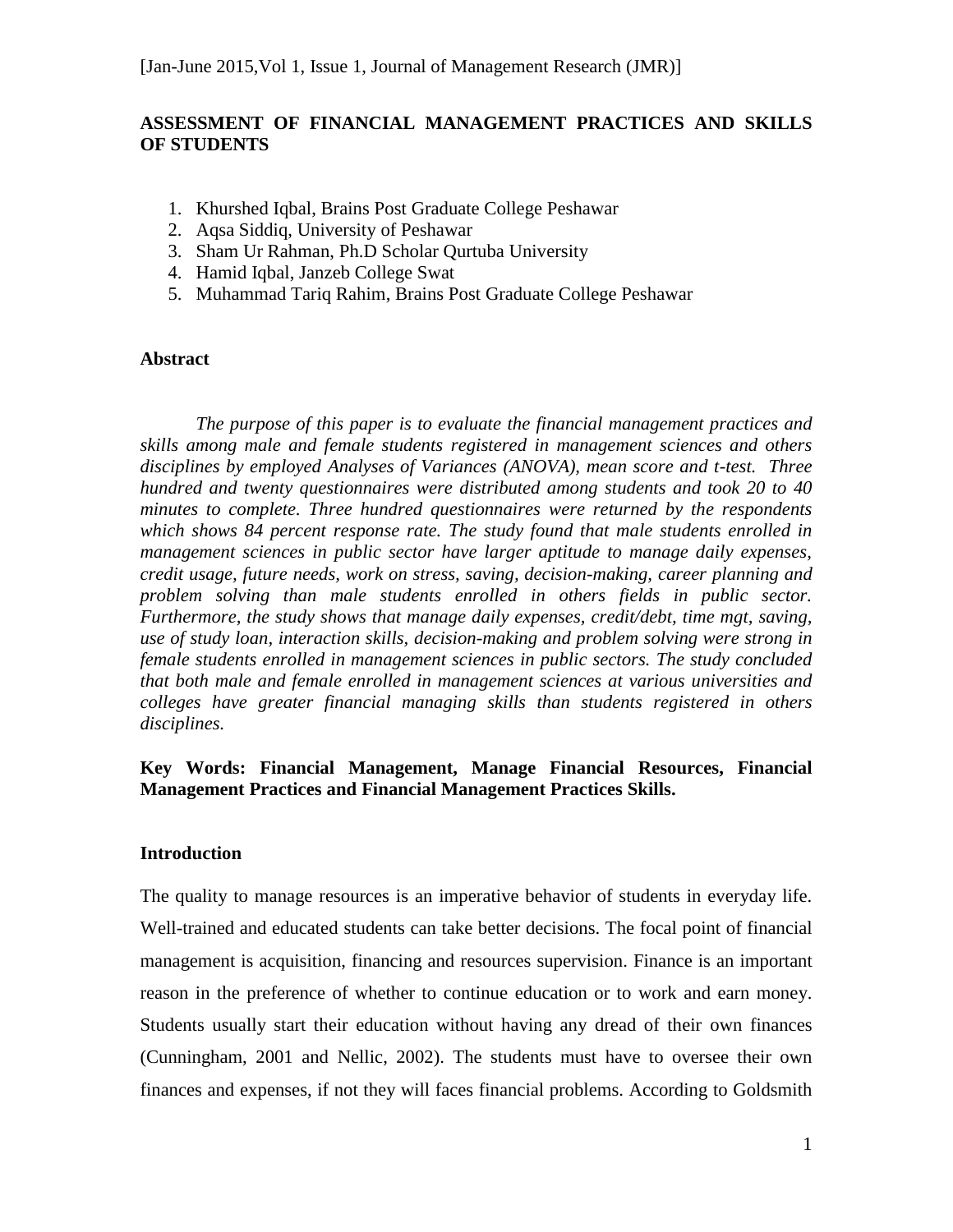# ASSESSMENT OF FINANCIAL MANAGEMENT PRACTICES AND SKILLS OF STUDENTS

1. Khurshed Iqbal, Brains Post Graduate College Peshawar
2. Aqsa Siddiq, University of Peshawar
3. Sham Ur Rahman, Ph.D Scholar Qurtuba University
4. Hamid Iqbal, Janzeb College Swat
5. Muhammad Tariq Rahim, Brains Post Graduate College Peshawar

## Abstract

*The purpose of this paper is to evaluate the financial management practices and skills among male and female students registered in management sciences and others disciplines by employed Analyses of Variances (ANOVA), mean score and t-test. Three hundred and twenty questionnaires were distributed among students and took 20 to 40 minutes to complete. Three hundred questionnaires were returned by the respondents which shows 84 percent response rate. The study found that male students enrolled in management sciences in public sector have larger aptitude to manage daily expenses, credit usage, future needs, work on stress, saving, decision-making, career planning and problem solving than male students enrolled in others fields in public sector. Furthermore, the study shows that manage daily expenses, credit/debt, time mgt, saving, use of study loan, interaction skills, decision-making and problem solving were strong in female students enrolled in management sciences in public sectors. The study concluded that both male and female enrolled in management sciences at various universities and colleges have greater financial managing skills than students registered in others disciplines.*

**Key Words: Financial Management, Manage Financial Resources, Financial Management Practices and Financial Management Practices Skills.**

## Introduction

The quality to manage resources is an imperative behavior of students in everyday life. Well-trained and educated students can take better decisions. The focal point of financial management is acquisition, financing and resources supervision. Finance is an important reason in the preference of whether to continue education or to work and earn money. Students usually start their education without having any dread of their own finances (Cunningham, 2001 and Nellic, 2002). The students must have to oversee their own finances and expenses, if not they will faces financial problems. According to Goldsmith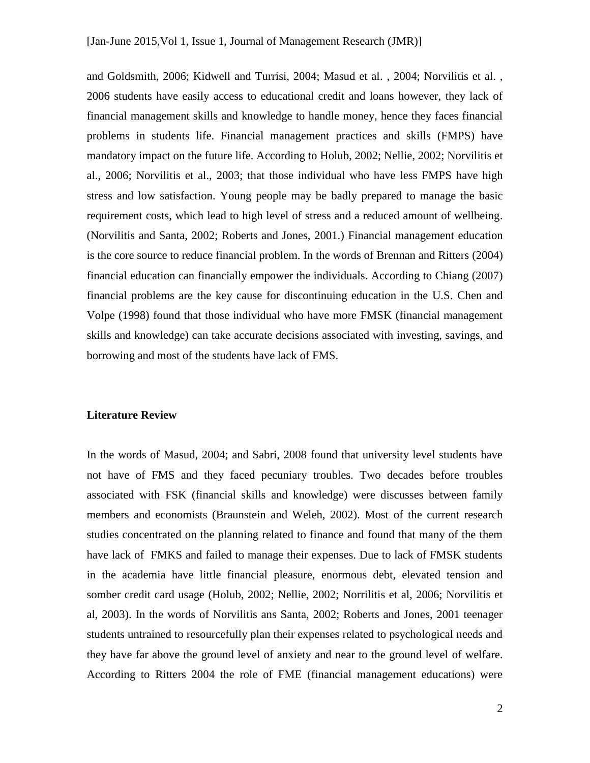and Goldsmith, 2006; Kidwell and Turrisi, 2004; Masud et al. , 2004; Norvilitis et al. , 2006 students have easily access to educational credit and loans however, they lack of financial management skills and knowledge to handle money, hence they faces financial problems in students life. Financial management practices and skills (FMPS) have mandatory impact on the future life. According to Holub, 2002; Nellie, 2002; Norvilitis et al., 2006; Norvilitis et al., 2003; that those individual who have less FMPS have high stress and low satisfaction. Young people may be badly prepared to manage the basic requirement costs, which lead to high level of stress and a reduced amount of wellbeing. (Norvilitis and Santa, 2002; Roberts and Jones, 2001.) Financial management education is the core source to reduce financial problem. In the words of Brennan and Ritters (2004) financial education can financially empower the individuals. According to Chiang (2007) financial problems are the key cause for discontinuing education in the U.S. Chen and Volpe (1998) found that those individual who have more FMSK (financial management skills and knowledge) can take accurate decisions associated with investing, savings, and borrowing and most of the students have lack of FMS.

**Literature Review**

In the words of Masud, 2004; and Sabri, 2008 found that university level students have not have of FMS and they faced pecuniary troubles. Two decades before troubles associated with FSK (financial skills and knowledge) were discusses between family members and economists (Braunstein and Weleh, 2002). Most of the current research studies concentrated on the planning related to finance and found that many of the them have lack of FMKS and failed to manage their expenses. Due to lack of FMSK students in the academia have little financial pleasure, enormous debt, elevated tension and somber credit card usage (Holub, 2002; Nellie, 2002; Norrilitis et al, 2006; Norvilitis et al, 2003). In the words of Norvilitis ans Santa, 2002; Roberts and Jones, 2001 teenager students untrained to resourcefully plan their expenses related to psychological needs and they have far above the ground level of anxiety and near to the ground level of welfare. According to Ritters 2004 the role of FME (financial management educations) were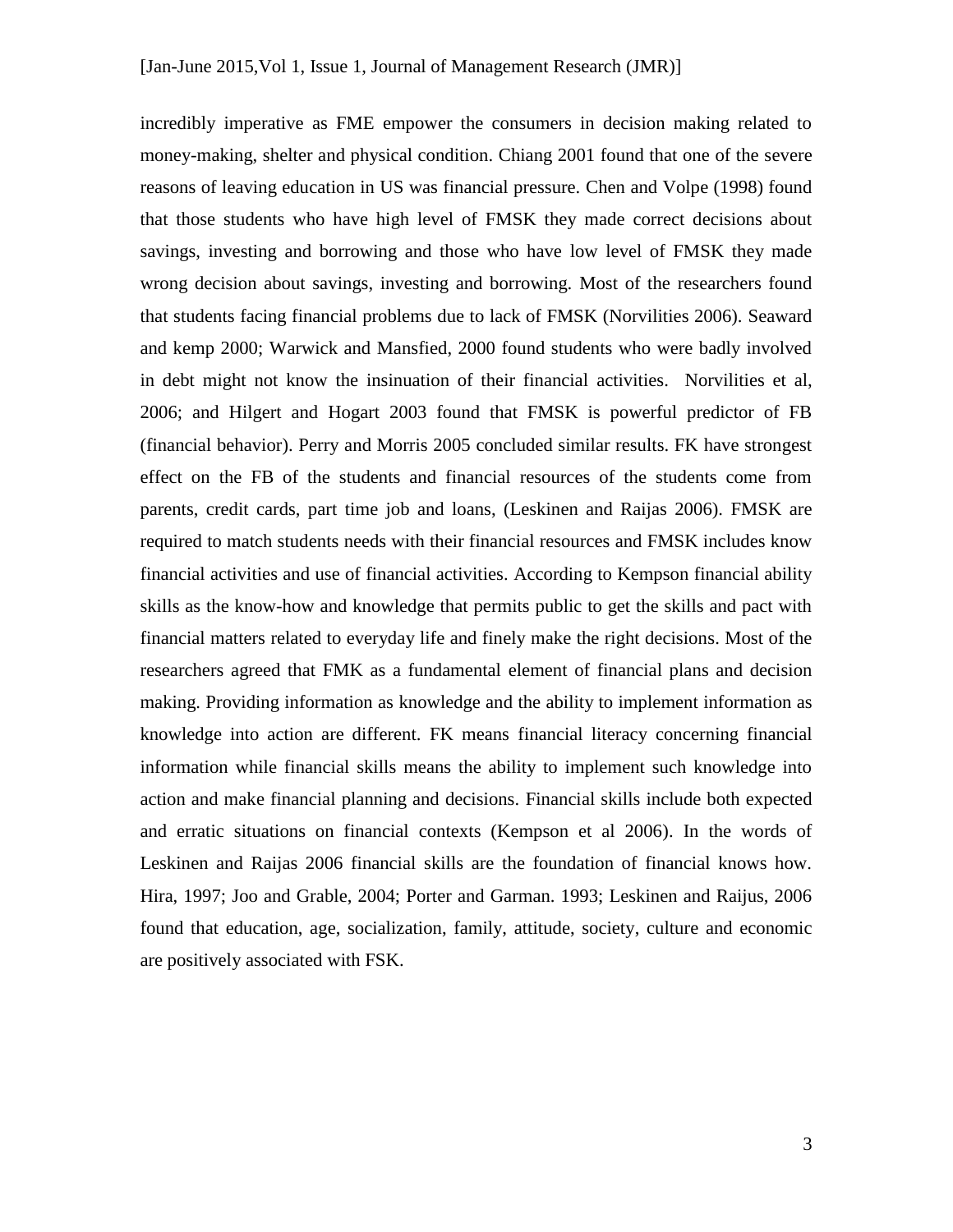incredibly imperative as FME empower the consumers in decision making related to money-making, shelter and physical condition. Chiang 2001 found that one of the severe reasons of leaving education in US was financial pressure. Chen and Volpe (1998) found that those students who have high level of FMSK they made correct decisions about savings, investing and borrowing and those who have low level of FMSK they made wrong decision about savings, investing and borrowing. Most of the researchers found that students facing financial problems due to lack of FMSK (Norvilities 2006). Seaward and kemp 2000; Warwick and Mansfied, 2000 found students who were badly involved in debt might not know the insinuation of their financial activities. Norvilities et al, 2006; and Hilgert and Hogart 2003 found that FMSK is powerful predictor of FB (financial behavior). Perry and Morris 2005 concluded similar results. FK have strongest effect on the FB of the students and financial resources of the students come from parents, credit cards, part time job and loans, (Leskinen and Raijas 2006). FMSK are required to match students needs with their financial resources and FMSK includes know financial activities and use of financial activities. According to Kempson financial ability skills as the know-how and knowledge that permits public to get the skills and pact with financial matters related to everyday life and finely make the right decisions. Most of the researchers agreed that FMK as a fundamental element of financial plans and decision making. Providing information as knowledge and the ability to implement information as knowledge into action are different. FK means financial literacy concerning financial information while financial skills means the ability to implement such knowledge into action and make financial planning and decisions. Financial skills include both expected and erratic situations on financial contexts (Kempson et al 2006). In the words of Leskinen and Raijas 2006 financial skills are the foundation of financial knows how. Hira, 1997; Joo and Grable, 2004; Porter and Garman. 1993; Leskinen and Raijus, 2006 found that education, age, socialization, family, attitude, society, culture and economic are positively associated with FSK.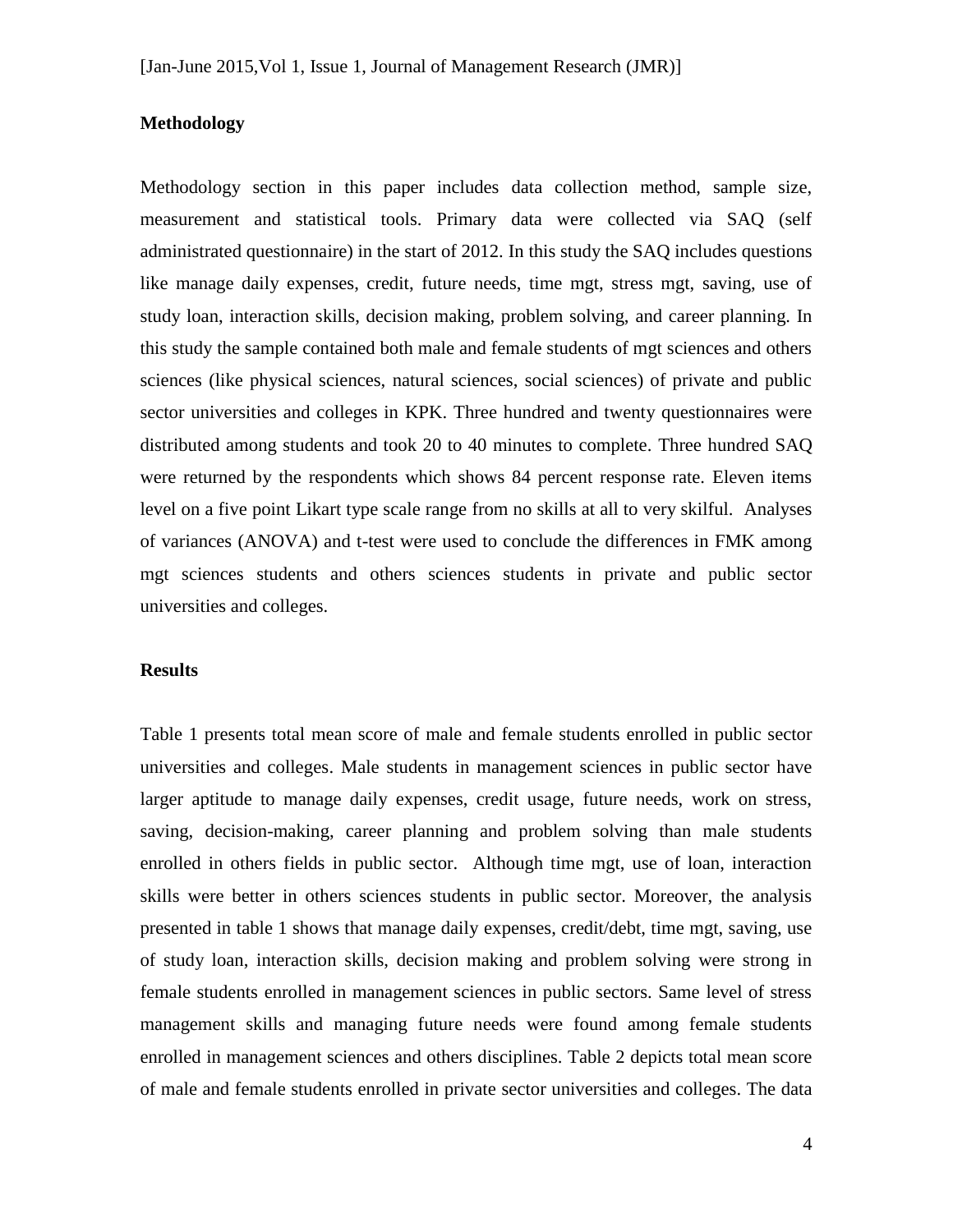## Methodology

Methodology section in this paper includes data collection method, sample size, measurement and statistical tools. Primary data were collected via SAQ (self administrated questionnaire) in the start of 2012. In this study the SAQ includes questions like manage daily expenses, credit, future needs, time mgt, stress mgt, saving, use of study loan, interaction skills, decision making, problem solving, and career planning. In this study the sample contained both male and female students of mgt sciences and others sciences (like physical sciences, natural sciences, social sciences) of private and public sector universities and colleges in KPK. Three hundred and twenty questionnaires were distributed among students and took 20 to 40 minutes to complete. Three hundred SAQ were returned by the respondents which shows 84 percent response rate. Eleven items level on a five point Likart type scale range from no skills at all to very skilful. Analyses of variances (ANOVA) and t-test were used to conclude the differences in FMK among mgt sciences students and others sciences students in private and public sector universities and colleges.

## Results

Table 1 presents total mean score of male and female students enrolled in public sector universities and colleges. Male students in management sciences in public sector have larger aptitude to manage daily expenses, credit usage, future needs, work on stress, saving, decision-making, career planning and problem solving than male students enrolled in others fields in public sector. Although time mgt, use of loan, interaction skills were better in others sciences students in public sector. Moreover, the analysis presented in table 1 shows that manage daily expenses, credit/debt, time mgt, saving, use of study loan, interaction skills, decision making and problem solving were strong in female students enrolled in management sciences in public sectors. Same level of stress management skills and managing future needs were found among female students enrolled in management sciences and others disciplines. Table 2 depicts total mean score of male and female students enrolled in private sector universities and colleges. The data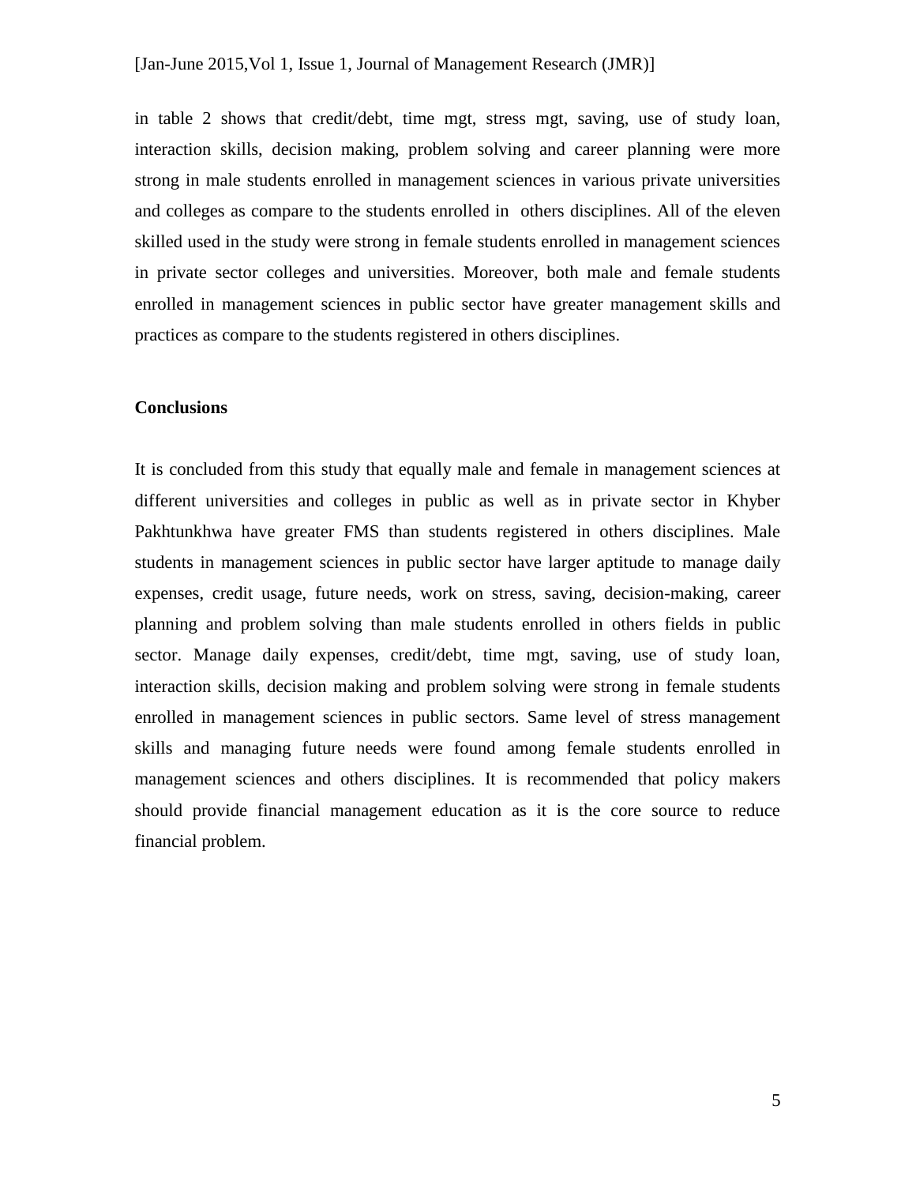in table 2 shows that credit/debt, time mgt, stress mgt, saving, use of study loan, interaction skills, decision making, problem solving and career planning were more strong in male students enrolled in management sciences in various private universities and colleges as compare to the students enrolled in  others disciplines. All of the eleven skilled used in the study were strong in female students enrolled in management sciences in private sector colleges and universities. Moreover, both male and female students enrolled in management sciences in public sector have greater management skills and practices as compare to the students registered in others disciplines.

**Conclusions**

It is concluded from this study that equally male and female in management sciences at different universities and colleges in public as well as in private sector in Khyber Pakhtunkhwa have greater FMS than students registered in others disciplines. Male students in management sciences in public sector have larger aptitude to manage daily expenses, credit usage, future needs, work on stress, saving, decision-making, career planning and problem solving than male students enrolled in others fields in public sector. Manage daily expenses, credit/debt, time mgt, saving, use of study loan, interaction skills, decision making and problem solving were strong in female students enrolled in management sciences in public sectors. Same level of stress management skills and managing future needs were found among female students enrolled in management sciences and others disciplines. It is recommended that policy makers should provide financial management education as it is the core source to reduce financial problem.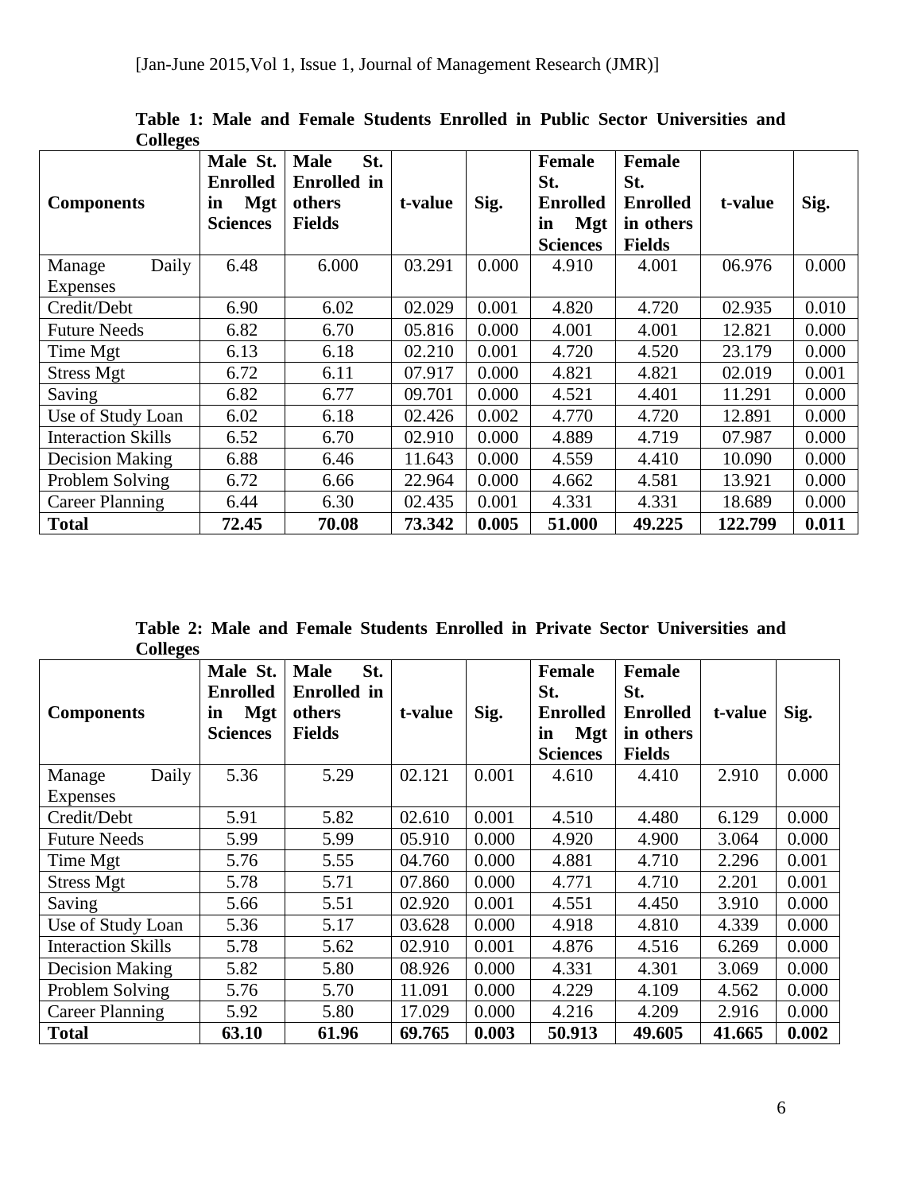**Table 1: Male and Female Students Enrolled in Public Sector Universities and Colleges**

| Components | Male St. Enrolled in Mgt Sciences | Male St. Enrolled in others Fields | t-value | Sig. | Female St. Enrolled in Mgt Sciences | Female St. Enrolled in others Fields | t-value | Sig. |
|---|---|---|---|---|---|---|---|---|
| Manage Daily Expenses | 6.48 | 6.000 | 03.291 | 0.000 | 4.910 | 4.001 | 06.976 | 0.000 |
| Credit/Debt | 6.90 | 6.02 | 02.029 | 0.001 | 4.820 | 4.720 | 02.935 | 0.010 |
| Future Needs | 6.82 | 6.70 | 05.816 | 0.000 | 4.001 | 4.001 | 12.821 | 0.000 |
| Time Mgt | 6.13 | 6.18 | 02.210 | 0.001 | 4.720 | 4.520 | 23.179 | 0.000 |
| Stress Mgt | 6.72 | 6.11 | 07.917 | 0.000 | 4.821 | 4.821 | 02.019 | 0.001 |
| Saving | 6.82 | 6.77 | 09.701 | 0.000 | 4.521 | 4.401 | 11.291 | 0.000 |
| Use of Study Loan | 6.02 | 6.18 | 02.426 | 0.002 | 4.770 | 4.720 | 12.891 | 0.000 |
| Interaction Skills | 6.52 | 6.70 | 02.910 | 0.000 | 4.889 | 4.719 | 07.987 | 0.000 |
| Decision Making | 6.88 | 6.46 | 11.643 | 0.000 | 4.559 | 4.410 | 10.090 | 0.000 |
| Problem Solving | 6.72 | 6.66 | 22.964 | 0.000 | 4.662 | 4.581 | 13.921 | 0.000 |
| Career Planning | 6.44 | 6.30 | 02.435 | 0.001 | 4.331 | 4.331 | 18.689 | 0.000 |
| **Total** | **72.45** | **70.08** | **73.342** | **0.005** | **51.000** | **49.225** | **122.799** | **0.011** |

**Table 2: Male and Female Students Enrolled in Private Sector Universities and Colleges**

| Components | Male St. Enrolled in Mgt Sciences | Male St. Enrolled in others Fields | t-value | Sig. | Female St. Enrolled in Mgt Sciences | Female St. Enrolled in others Fields | t-value | Sig. |
|---|---|---|---|---|---|---|---|---|
| Manage Daily Expenses | 5.36 | 5.29 | 02.121 | 0.001 | 4.610 | 4.410 | 2.910 | 0.000 |
| Credit/Debt | 5.91 | 5.82 | 02.610 | 0.001 | 4.510 | 4.480 | 6.129 | 0.000 |
| Future Needs | 5.99 | 5.99 | 05.910 | 0.000 | 4.920 | 4.900 | 3.064 | 0.000 |
| Time Mgt | 5.76 | 5.55 | 04.760 | 0.000 | 4.881 | 4.710 | 2.296 | 0.001 |
| Stress Mgt | 5.78 | 5.71 | 07.860 | 0.000 | 4.771 | 4.710 | 2.201 | 0.001 |
| Saving | 5.66 | 5.51 | 02.920 | 0.001 | 4.551 | 4.450 | 3.910 | 0.000 |
| Use of Study Loan | 5.36 | 5.17 | 03.628 | 0.000 | 4.918 | 4.810 | 4.339 | 0.000 |
| Interaction Skills | 5.78 | 5.62 | 02.910 | 0.001 | 4.876 | 4.516 | 6.269 | 0.000 |
| Decision Making | 5.82 | 5.80 | 08.926 | 0.000 | 4.331 | 4.301 | 3.069 | 0.000 |
| Problem Solving | 5.76 | 5.70 | 11.091 | 0.000 | 4.229 | 4.109 | 4.562 | 0.000 |
| Career Planning | 5.92 | 5.80 | 17.029 | 0.000 | 4.216 | 4.209 | 2.916 | 0.000 |
| **Total** | **63.10** | **61.96** | **69.765** | **0.003** | **50.913** | **49.605** | **41.665** | **0.002** |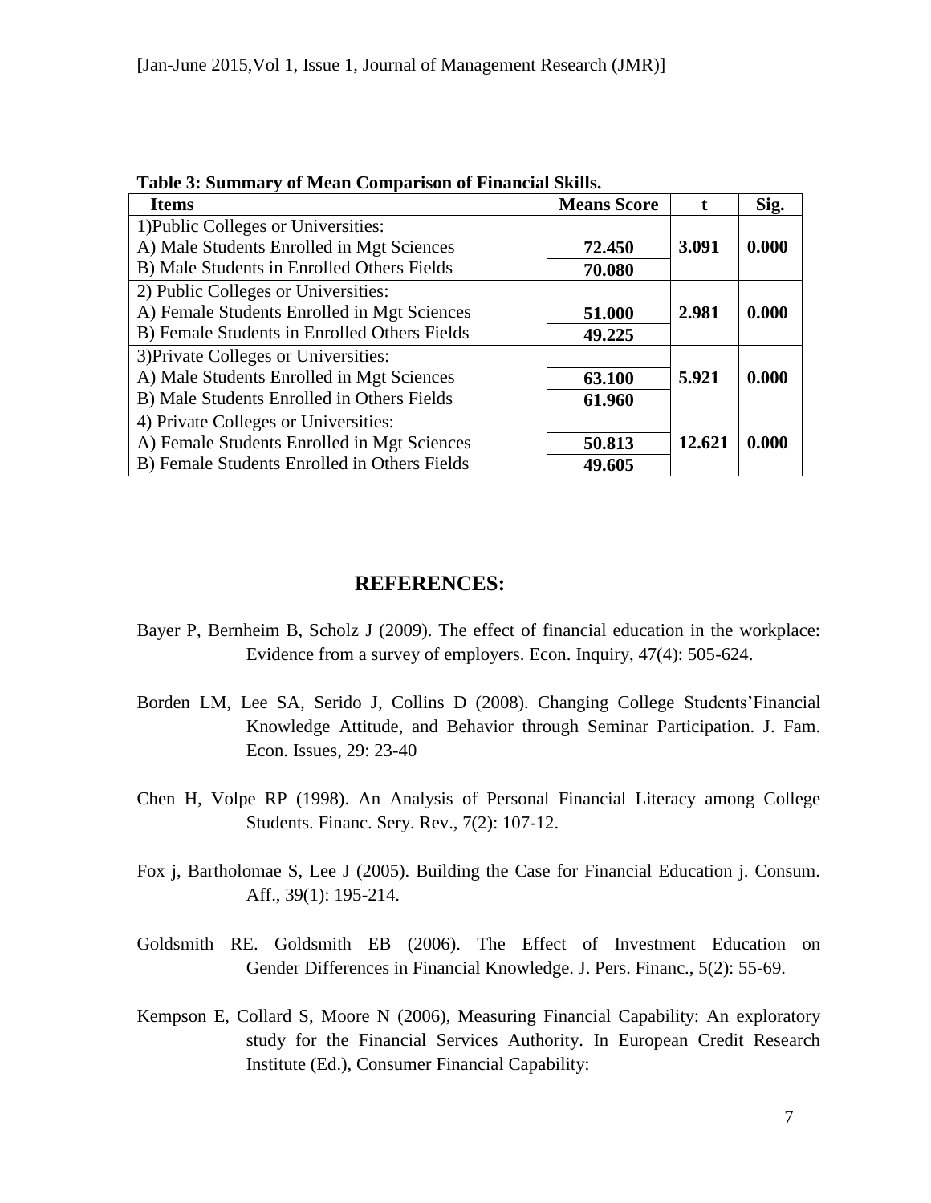**Table 3: Summary of Mean Comparison of Financial Skills.**

| Items | Means Score | t | Sig. |
|---|---|---|---|
| 1)Public Colleges or Universities: | | | |
| A) Male Students Enrolled in Mgt Sciences | **72.450** | **3.091** | **0.000** |
| B) Male Students in Enrolled Others Fields | **70.080** | | |
| 2) Public Colleges or Universities: | | | |
| A) Female Students Enrolled in Mgt Sciences | **51.000** | **2.981** | **0.000** |
| B) Female Students in Enrolled Others Fields | **49.225** | | |
| 3)Private Colleges or Universities: | | | |
| A) Male Students Enrolled in Mgt Sciences | **63.100** | **5.921** | **0.000** |
| B) Male Students Enrolled in Others Fields | **61.960** | | |
| 4) Private Colleges or Universities: | | | |
| A) Female Students Enrolled in Mgt Sciences | **50.813** | **12.621** | **0.000** |
| B) Female Students Enrolled in Others Fields | **49.605** | | |

## REFERENCES:

Bayer P, Bernheim B, Scholz J (2009). The effect of financial education in the workplace: Evidence from a survey of employers. Econ. Inquiry, 47(4): 505-624.

Borden LM, Lee SA, Serido J, Collins D (2008). Changing College Students'Financial Knowledge Attitude, and Behavior through Seminar Participation. J. Fam. Econ. Issues, 29: 23-40

Chen H, Volpe RP (1998). An Analysis of Personal Financial Literacy among College Students. Financ. Sery. Rev., 7(2): 107-12.

Fox j, Bartholomae S, Lee J (2005). Building the Case for Financial Education j. Consum. Aff., 39(1): 195-214.

Goldsmith RE. Goldsmith EB (2006). The Effect of Investment Education on Gender Differences in Financial Knowledge. J. Pers. Financ., 5(2): 55-69.

Kempson E, Collard S, Moore N (2006), Measuring Financial Capability: An exploratory study for the Financial Services Authority. In European Credit Research Institute (Ed.), Consumer Financial Capability: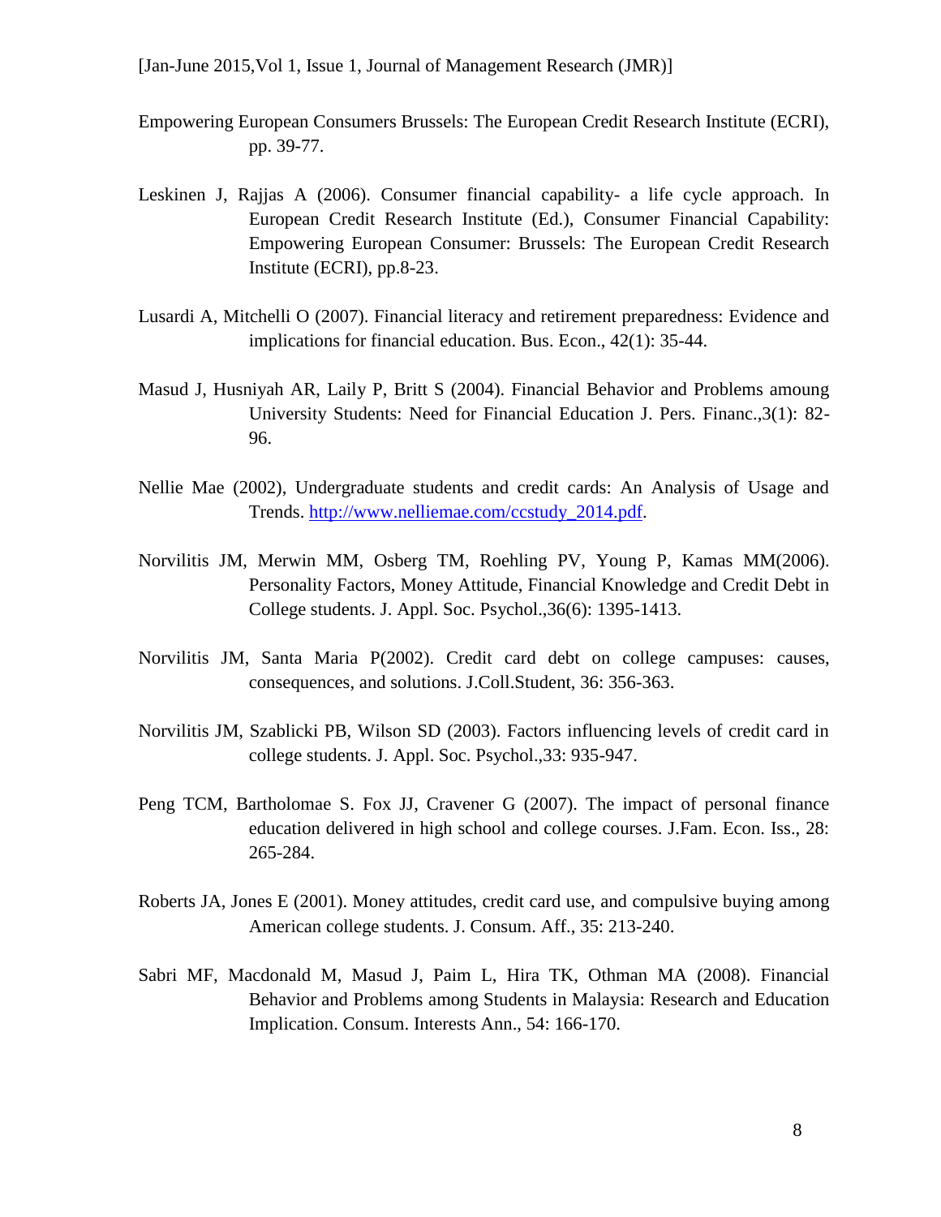Empowering European Consumers Brussels: The European Credit Research Institute (ECRI), pp. 39-77.

Leskinen J, Rajjas A (2006). Consumer financial capability- a life cycle approach. In European Credit Research Institute (Ed.), Consumer Financial Capability: Empowering European Consumer: Brussels: The European Credit Research Institute (ECRI), pp.8-23.

Lusardi A, Mitchelli O (2007). Financial literacy and retirement preparedness: Evidence and implications for financial education. Bus. Econ., 42(1): 35-44.

Masud J, Husniyah AR, Laily P, Britt S (2004). Financial Behavior and Problems amoung University Students: Need for Financial Education J. Pers. Financ.,3(1): 82-96.

Nellie Mae (2002), Undergraduate students and credit cards: An Analysis of Usage and Trends. [http://www.nelliemae.com/ccstudy_2014.pdf](http://www.nelliemae.com/ccstudy_2014.pdf).

Norvilitis JM, Merwin MM, Osberg TM, Roehling PV, Young P, Kamas MM(2006). Personality Factors, Money Attitude, Financial Knowledge and Credit Debt in College students. J. Appl. Soc. Psychol.,36(6): 1395-1413.

Norvilitis JM, Santa Maria P(2002). Credit card debt on college campuses: causes, consequences, and solutions. J.Coll.Student, 36: 356-363.

Norvilitis JM, Szablicki PB, Wilson SD (2003). Factors influencing levels of credit card in college students. J. Appl. Soc. Psychol.,33: 935-947.

Peng TCM, Bartholomae S. Fox JJ, Cravener G (2007). The impact of personal finance education delivered in high school and college courses. J.Fam. Econ. Iss., 28: 265-284.

Roberts JA, Jones E (2001). Money attitudes, credit card use, and compulsive buying among American college students. J. Consum. Aff., 35: 213-240.

Sabri MF, Macdonald M, Masud J, Paim L, Hira TK, Othman MA (2008). Financial Behavior and Problems among Students in Malaysia: Research and Education Implication. Consum. Interests Ann., 54: 166-170.